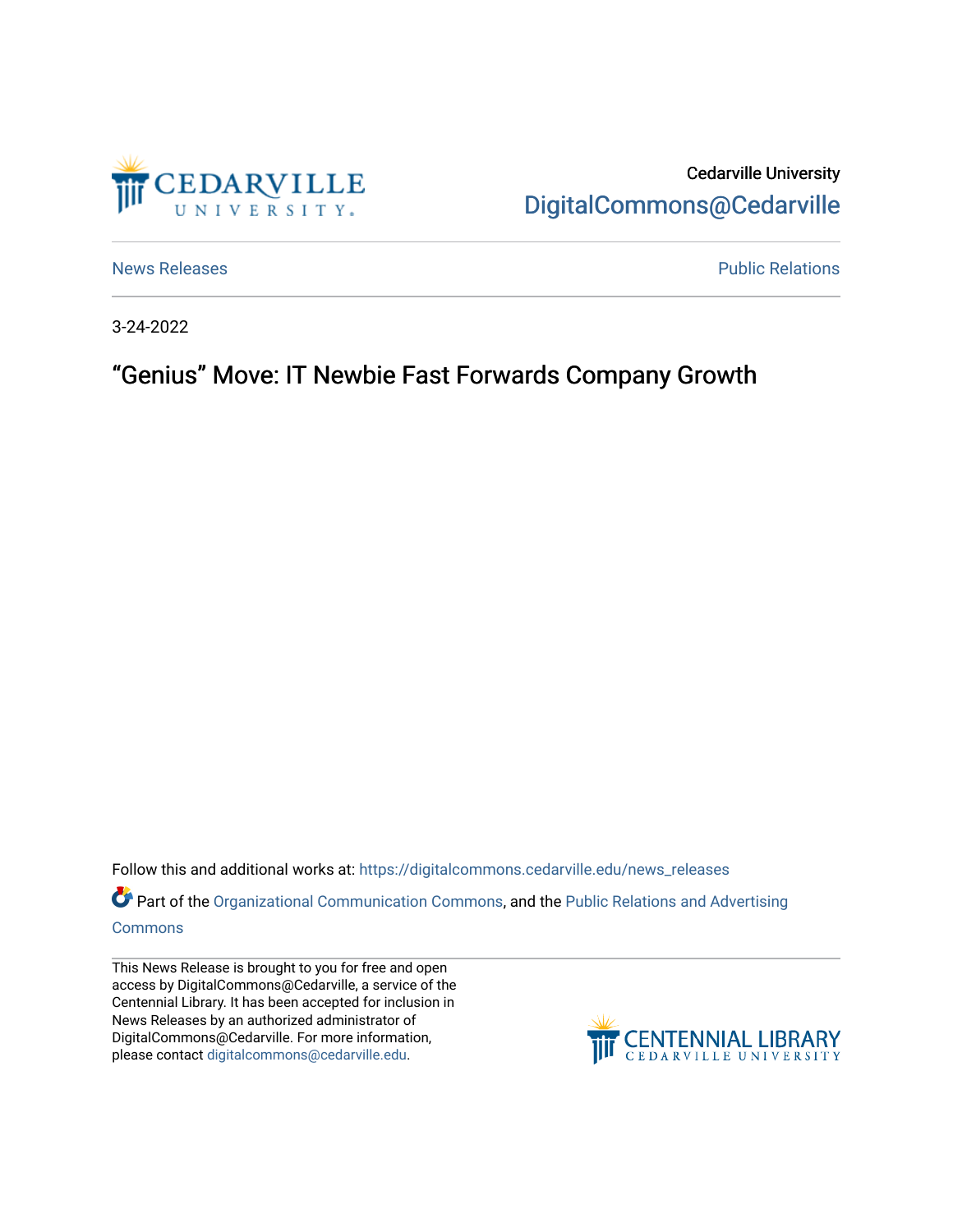Cedarville University
DigitalCommons@Cedarville

News Releases | Public Relations

3-24-2022

# "Genius" Move: IT Newbie Fast Forwards Company Growth

Follow this and additional works at: https://digitalcommons.cedarville.edu/news_releases

Part of the Organizational Communication Commons, and the Public Relations and Advertising Commons

This News Release is brought to you for free and open access by DigitalCommons@Cedarville, a service of the Centennial Library. It has been accepted for inclusion in News Releases by an authorized administrator of DigitalCommons@Cedarville. For more information, please contact digitalcommons@cedarville.edu.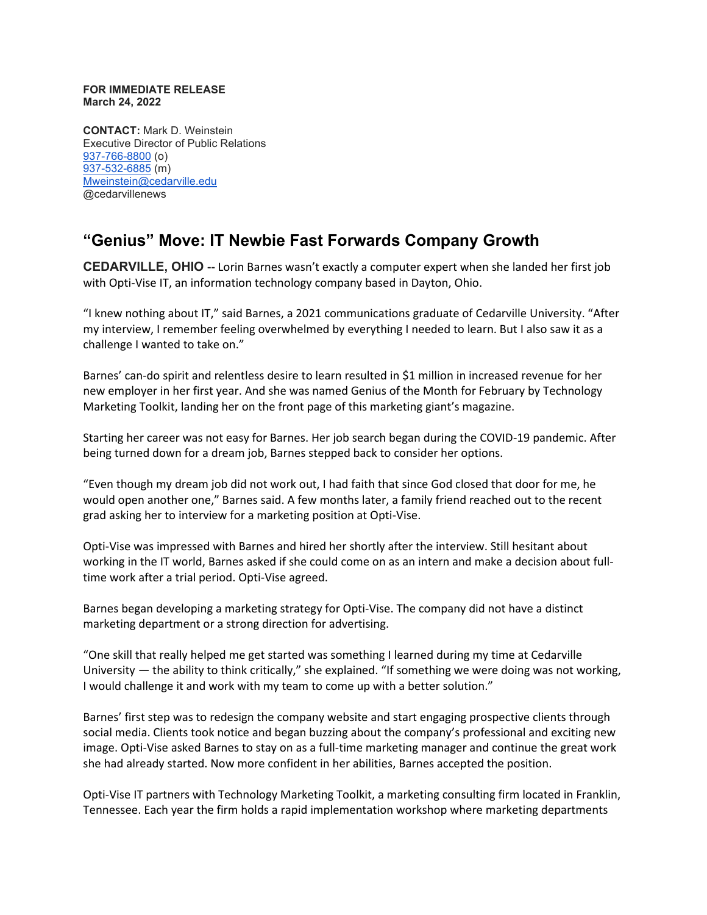**FOR IMMEDIATE RELEASE**
**March 24, 2022**

**CONTACT:** Mark D. Weinstein
Executive Director of Public Relations
937-766-8800 (o)
937-532-6885 (m)
Mweinstein@cedarville.edu
@cedarvillenews

## "Genius" Move: IT Newbie Fast Forwards Company Growth

**CEDARVILLE, OHIO** -- Lorin Barnes wasn't exactly a computer expert when she landed her first job with Opti-Vise IT, an information technology company based in Dayton, Ohio.

"I knew nothing about IT," said Barnes, a 2021 communications graduate of Cedarville University. "After my interview, I remember feeling overwhelmed by everything I needed to learn. But I also saw it as a challenge I wanted to take on."

Barnes' can-do spirit and relentless desire to learn resulted in $1 million in increased revenue for her new employer in her first year. And she was named Genius of the Month for February by Technology Marketing Toolkit, landing her on the front page of this marketing giant's magazine.

Starting her career was not easy for Barnes. Her job search began during the COVID-19 pandemic. After being turned down for a dream job, Barnes stepped back to consider her options.

"Even though my dream job did not work out, I had faith that since God closed that door for me, he would open another one," Barnes said. A few months later, a family friend reached out to the recent grad asking her to interview for a marketing position at Opti-Vise.

Opti-Vise was impressed with Barnes and hired her shortly after the interview. Still hesitant about working in the IT world, Barnes asked if she could come on as an intern and make a decision about full-time work after a trial period. Opti-Vise agreed.

Barnes began developing a marketing strategy for Opti-Vise. The company did not have a distinct marketing department or a strong direction for advertising.

"One skill that really helped me get started was something I learned during my time at Cedarville University — the ability to think critically," she explained. "If something we were doing was not working, I would challenge it and work with my team to come up with a better solution."

Barnes' first step was to redesign the company website and start engaging prospective clients through social media. Clients took notice and began buzzing about the company's professional and exciting new image. Opti-Vise asked Barnes to stay on as a full-time marketing manager and continue the great work she had already started. Now more confident in her abilities, Barnes accepted the position.

Opti-Vise IT partners with Technology Marketing Toolkit, a marketing consulting firm located in Franklin, Tennessee. Each year the firm holds a rapid implementation workshop where marketing departments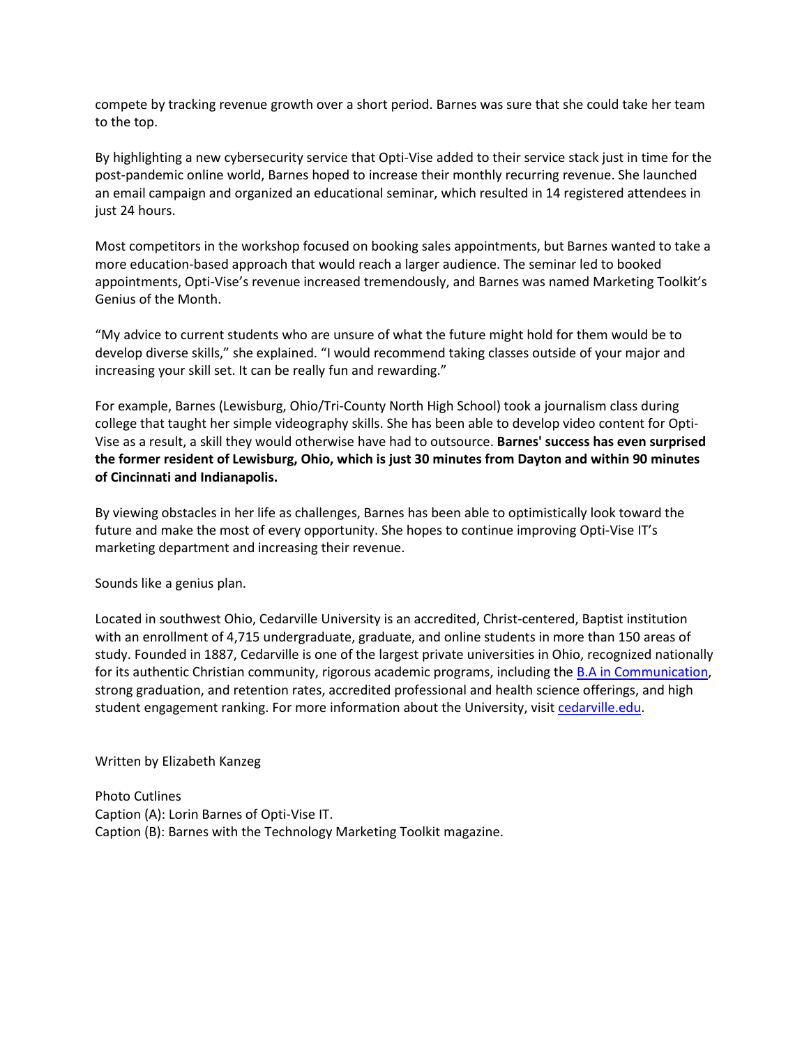compete by tracking revenue growth over a short period. Barnes was sure that she could take her team to the top.

By highlighting a new cybersecurity service that Opti-Vise added to their service stack just in time for the post-pandemic online world, Barnes hoped to increase their monthly recurring revenue. She launched an email campaign and organized an educational seminar, which resulted in 14 registered attendees in just 24 hours.

Most competitors in the workshop focused on booking sales appointments, but Barnes wanted to take a more education-based approach that would reach a larger audience. The seminar led to booked appointments, Opti-Vise's revenue increased tremendously, and Barnes was named Marketing Toolkit's Genius of the Month.

"My advice to current students who are unsure of what the future might hold for them would be to develop diverse skills," she explained. "I would recommend taking classes outside of your major and increasing your skill set. It can be really fun and rewarding."

For example, Barnes (Lewisburg, Ohio/Tri-County North High School) took a journalism class during college that taught her simple videography skills. She has been able to develop video content for Opti-Vise as a result, a skill they would otherwise have had to outsource. **Barnes' success has even surprised the former resident of Lewisburg, Ohio, which is just 30 minutes from Dayton and within 90 minutes of Cincinnati and Indianapolis.**

By viewing obstacles in her life as challenges, Barnes has been able to optimistically look toward the future and make the most of every opportunity. She hopes to continue improving Opti-Vise IT's marketing department and increasing their revenue.

Sounds like a genius plan.

Located in southwest Ohio, Cedarville University is an accredited, Christ-centered, Baptist institution with an enrollment of 4,715 undergraduate, graduate, and online students in more than 150 areas of study. Founded in 1887, Cedarville is one of the largest private universities in Ohio, recognized nationally for its authentic Christian community, rigorous academic programs, including the B.A in Communication, strong graduation, and retention rates, accredited professional and health science offerings, and high student engagement ranking. For more information about the University, visit cedarville.edu.

Written by Elizabeth Kanzeg

Photo Cutlines
Caption (A): Lorin Barnes of Opti-Vise IT.
Caption (B): Barnes with the Technology Marketing Toolkit magazine.